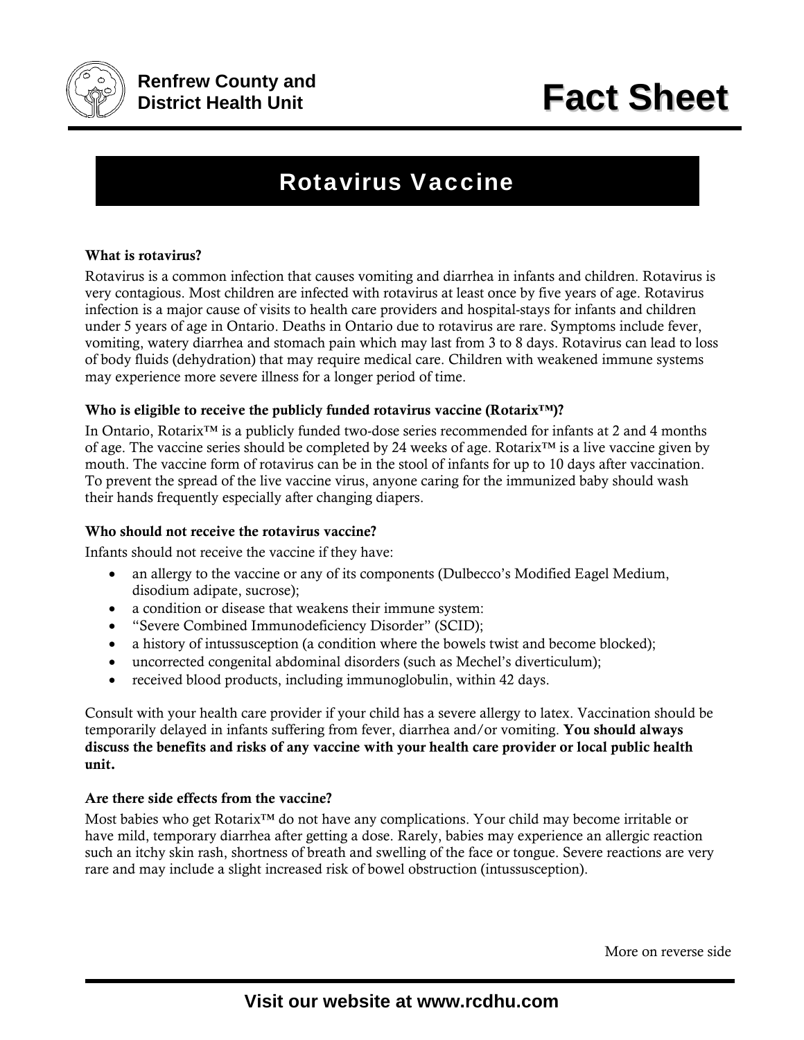**Renfrew County and District Health Unit**

# Fact Sheet

## Rotavirus Vaccine

### What is rotavirus?

Rotavirus is a common infection that causes vomiting and diarrhea in infants and children. Rotavirus is very contagious. Most children are infected with rotavirus at least once by five years of age. Rotavirus infection is a major cause of visits to health care providers and hospital-stays for infants and children under 5 years of age in Ontario. Deaths in Ontario due to rotavirus are rare. Symptoms include fever, vomiting, watery diarrhea and stomach pain which may last from 3 to 8 days. Rotavirus can lead to loss of body fluids (dehydration) that may require medical care. Children with weakened immune systems may experience more severe illness for a longer period of time.

### Who is eligible to receive the publicly funded rotavirus vaccine (Rotarix™)?

In Ontario, Rotarix™ is a publicly funded two-dose series recommended for infants at 2 and 4 months of age. The vaccine series should be completed by 24 weeks of age. Rotarix™ is a live vaccine given by mouth. The vaccine form of rotavirus can be in the stool of infants for up to 10 days after vaccination. To prevent the spread of the live vaccine virus, anyone caring for the immunized baby should wash their hands frequently especially after changing diapers.

### Who should not receive the rotavirus vaccine?

Infants should not receive the vaccine if they have:

- an allergy to the vaccine or any of its components (Dulbecco's Modified Eagel Medium, disodium adipate, sucrose);
- a condition or disease that weakens their immune system:
- "Severe Combined Immunodeficiency Disorder" (SCID);
- a history of intussusception (a condition where the bowels twist and become blocked);
- uncorrected congenital abdominal disorders (such as Mechel's diverticulum);
- received blood products, including immunoglobulin, within 42 days.

Consult with your health care provider if your child has a severe allergy to latex. Vaccination should be temporarily delayed in infants suffering from fever, diarrhea and/or vomiting. **You should always discuss the benefits and risks of any vaccine with your health care provider or local public health unit.**

### Are there side effects from the vaccine?

Most babies who get Rotarix™ do not have any complications. Your child may become irritable or have mild, temporary diarrhea after getting a dose. Rarely, babies may experience an allergic reaction such an itchy skin rash, shortness of breath and swelling of the face or tongue. Severe reactions are very rare and may include a slight increased risk of bowel obstruction (intussusception).

More on reverse side

**Visit our website at www.rcdhu.com**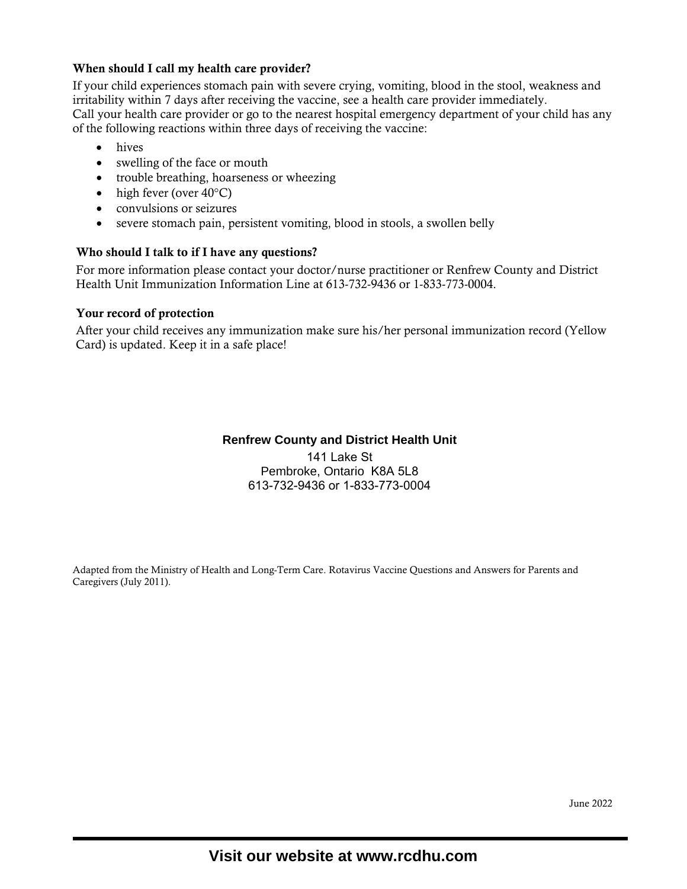### When should I call my health care provider?

If your child experiences stomach pain with severe crying, vomiting, blood in the stool, weakness and irritability within 7 days after receiving the vaccine, see a health care provider immediately.
Call your health care provider or go to the nearest hospital emergency department of your child has any of the following reactions within three days of receiving the vaccine:

- hives
- swelling of the face or mouth
- trouble breathing, hoarseness or wheezing
- high fever (over 40°C)
- convulsions or seizures
- severe stomach pain, persistent vomiting, blood in stools, a swollen belly

### Who should I talk to if I have any questions?

For more information please contact your doctor/nurse practitioner or Renfrew County and District Health Unit Immunization Information Line at 613-732-9436 or 1-833-773-0004.

### Your record of protection

After your child receives any immunization make sure his/her personal immunization record (Yellow Card) is updated. Keep it in a safe place!

**Renfrew County and District Health Unit**
141 Lake St
Pembroke, Ontario K8A 5L8
613-732-9436 or 1-833-773-0004

Adapted from the Ministry of Health and Long-Term Care. Rotavirus Vaccine Questions and Answers for Parents and Caregivers (July 2011).

June 2022

**Visit our website at www.rcdhu.com**